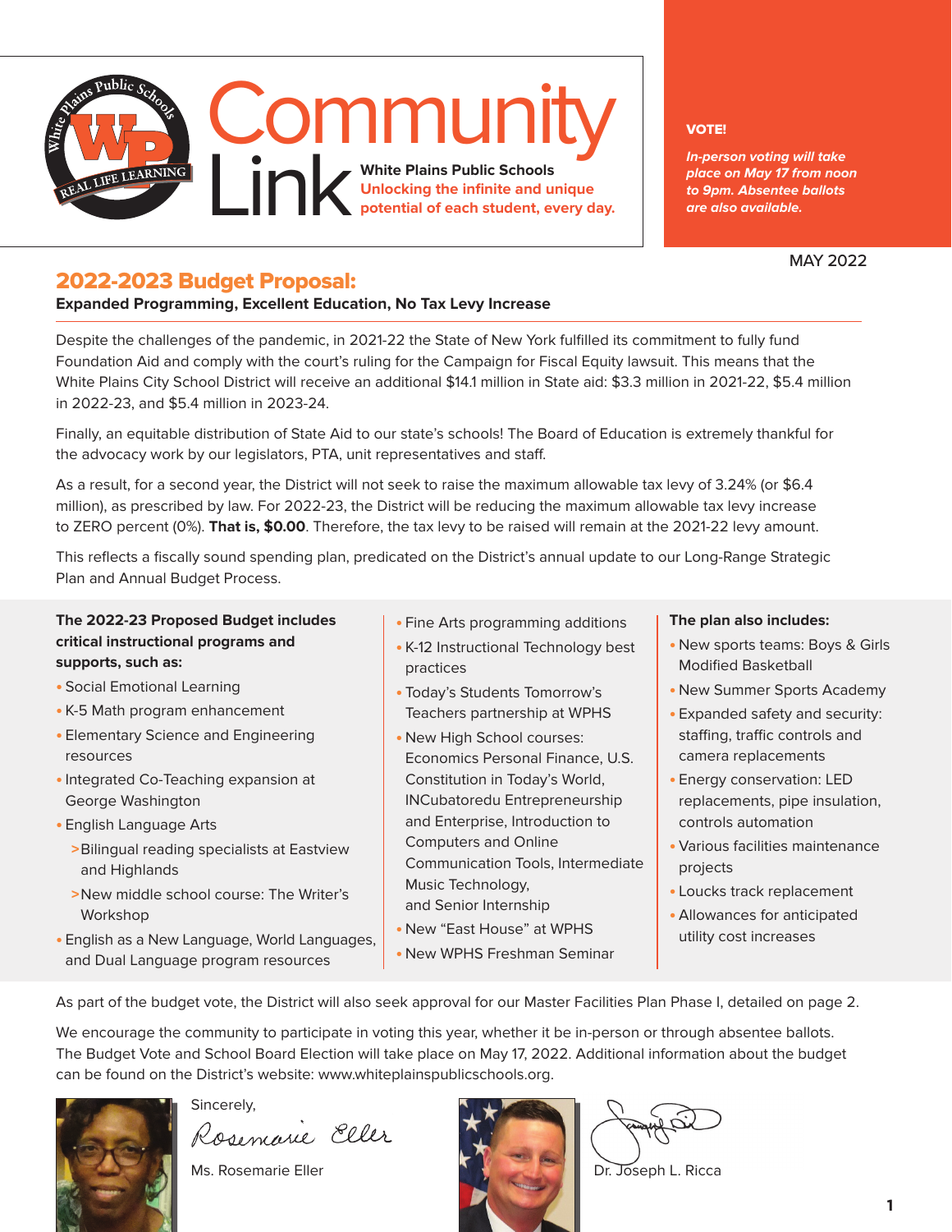# Community Link

**White Plains Public Schools**
Unlocking the infinite and unique potential of each student, every day.

**VOTE!**

***In-person voting will take place on May 17 from noon to 9pm. Absentee ballots are also available.***

MAY 2022

## 2022-2023 Budget Proposal:

**Expanded Programming, Excellent Education, No Tax Levy Increase**

Despite the challenges of the pandemic, in 2021-22 the State of New York fulfilled its commitment to fully fund Foundation Aid and comply with the court's ruling for the Campaign for Fiscal Equity lawsuit. This means that the White Plains City School District will receive an additional $14.1 million in State aid: $3.3 million in 2021-22, $5.4 million in 2022-23, and $5.4 million in 2023-24.

Finally, an equitable distribution of State Aid to our state's schools! The Board of Education is extremely thankful for the advocacy work by our legislators, PTA, unit representatives and staff.

As a result, for a second year, the District will not seek to raise the maximum allowable tax levy of 3.24% (or $6.4 million), as prescribed by law. For 2022-23, the District will be reducing the maximum allowable tax levy increase to ZERO percent (0%). **That is, $0.00**. Therefore, the tax levy to be raised will remain at the 2021-22 levy amount.

This reflects a fiscally sound spending plan, predicated on the District's annual update to our Long-Range Strategic Plan and Annual Budget Process.

**The 2022-23 Proposed Budget includes critical instructional programs and supports, such as:**

- Social Emotional Learning
- K-5 Math program enhancement
- Elementary Science and Engineering resources
- Integrated Co-Teaching expansion at George Washington
- English Language Arts
  - Bilingual reading specialists at Eastview and Highlands
  - New middle school course: The Writer's Workshop
- English as a New Language, World Languages, and Dual Language program resources
- Fine Arts programming additions
- K-12 Instructional Technology best practices
- Today's Students Tomorrow's Teachers partnership at WPHS
- New High School courses: Economics Personal Finance, U.S. Constitution in Today's World, INCubatoredu Entrepreneurship and Enterprise, Introduction to Computers and Online Communication Tools, Intermediate Music Technology, and Senior Internship
- New "East House" at WPHS
- New WPHS Freshman Seminar

**The plan also includes:**

- New sports teams: Boys & Girls Modified Basketball
- New Summer Sports Academy
- Expanded safety and security: staffing, traffic controls and camera replacements
- Energy conservation: LED replacements, pipe insulation, controls automation
- Various facilities maintenance projects
- Loucks track replacement
- Allowances for anticipated utility cost increases

As part of the budget vote, the District will also seek approval for our Master Facilities Plan Phase I, detailed on page 2.

We encourage the community to participate in voting this year, whether it be in-person or through absentee ballots. The Budget Vote and School Board Election will take place on May 17, 2022. Additional information about the budget can be found on the District's website: www.whiteplainspublicschools.org.

Sincerely,

Ms. Rosemarie Eller

Dr. Joseph L. Ricca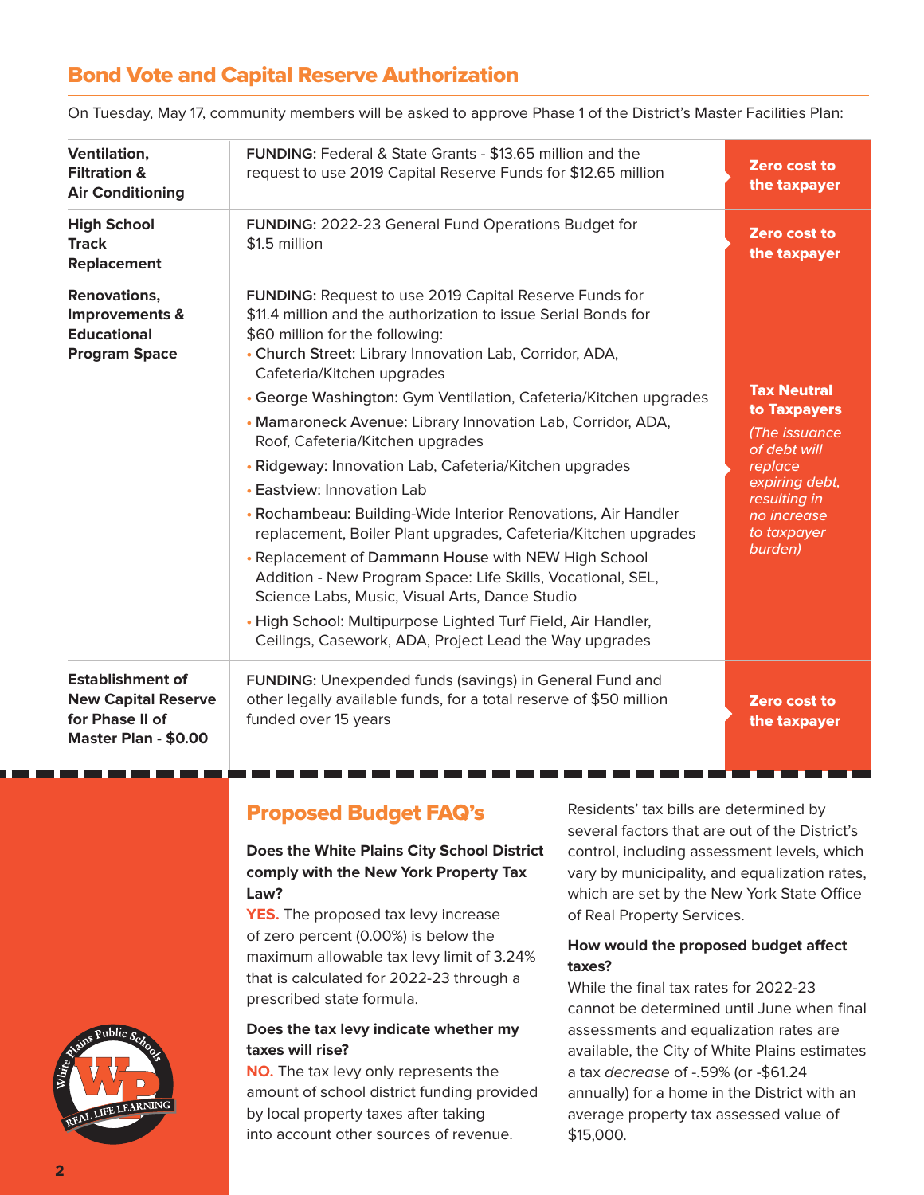## Bond Vote and Capital Reserve Authorization

On Tuesday, May 17, community members will be asked to approve Phase 1 of the District's Master Facilities Plan:

| Project | Funding | Cost |
|---|---|---|
| **Ventilation, Filtration & Air Conditioning** | **FUNDING:** Federal & State Grants - $13.65 million and the request to use 2019 Capital Reserve Funds for $12.65 million | **Zero cost to the taxpayer** |
| **High School Track Replacement** | **FUNDING:** 2022-23 General Fund Operations Budget for $1.5 million | **Zero cost to the taxpayer** |
| **Renovations, Improvements & Educational Program Space** | **FUNDING:** Request to use 2019 Capital Reserve Funds for $11.4 million and the authorization to issue Serial Bonds for $60 million for the following:<br>• Church Street: Library Innovation Lab, Corridor, ADA, Cafeteria/Kitchen upgrades<br>• George Washington: Gym Ventilation, Cafeteria/Kitchen upgrades<br>• Mamaroneck Avenue: Library Innovation Lab, Corridor, ADA, Roof, Cafeteria/Kitchen upgrades<br>• Ridgeway: Innovation Lab, Cafeteria/Kitchen upgrades<br>• Eastview: Innovation Lab<br>• Rochambeau: Building-Wide Interior Renovations, Air Handler replacement, Boiler Plant upgrades, Cafeteria/Kitchen upgrades<br>• Replacement of Dammann House with NEW High School Addition - New Program Space: Life Skills, Vocational, SEL, Science Labs, Music, Visual Arts, Dance Studio<br>• High School: Multipurpose Lighted Turf Field, Air Handler, Ceilings, Casework, ADA, Project Lead the Way upgrades | **Tax Neutral to Taxpayers**<br>*(The issuance of debt will replace expiring debt, resulting in no increase to taxpayer burden)* |
| **Establishment of New Capital Reserve for Phase II of Master Plan - $0.00** | **FUNDING:** Unexpended funds (savings) in General Fund and other legally available funds, for a total reserve of $50 million funded over 15 years | **Zero cost to the taxpayer** |

## Proposed Budget FAQ's

**Does the White Plains City School District comply with the New York Property Tax Law?**

**YES.** The proposed tax levy increase of zero percent (0.00%) is below the maximum allowable tax levy limit of 3.24% that is calculated for 2022-23 through a prescribed state formula.

**Does the tax levy indicate whether my taxes will rise?**

**NO.** The tax levy only represents the amount of school district funding provided by local property taxes after taking into account other sources of revenue.

Residents' tax bills are determined by several factors that are out of the District's control, including assessment levels, which vary by municipality, and equalization rates, which are set by the New York State Office of Real Property Services.

**How would the proposed budget affect taxes?**

While the final tax rates for 2022-23 cannot be determined until June when final assessments and equalization rates are available, the City of White Plains estimates a tax *decrease* of -.59% (or -$61.24 annually) for a home in the District with an average property tax assessed value of $15,000.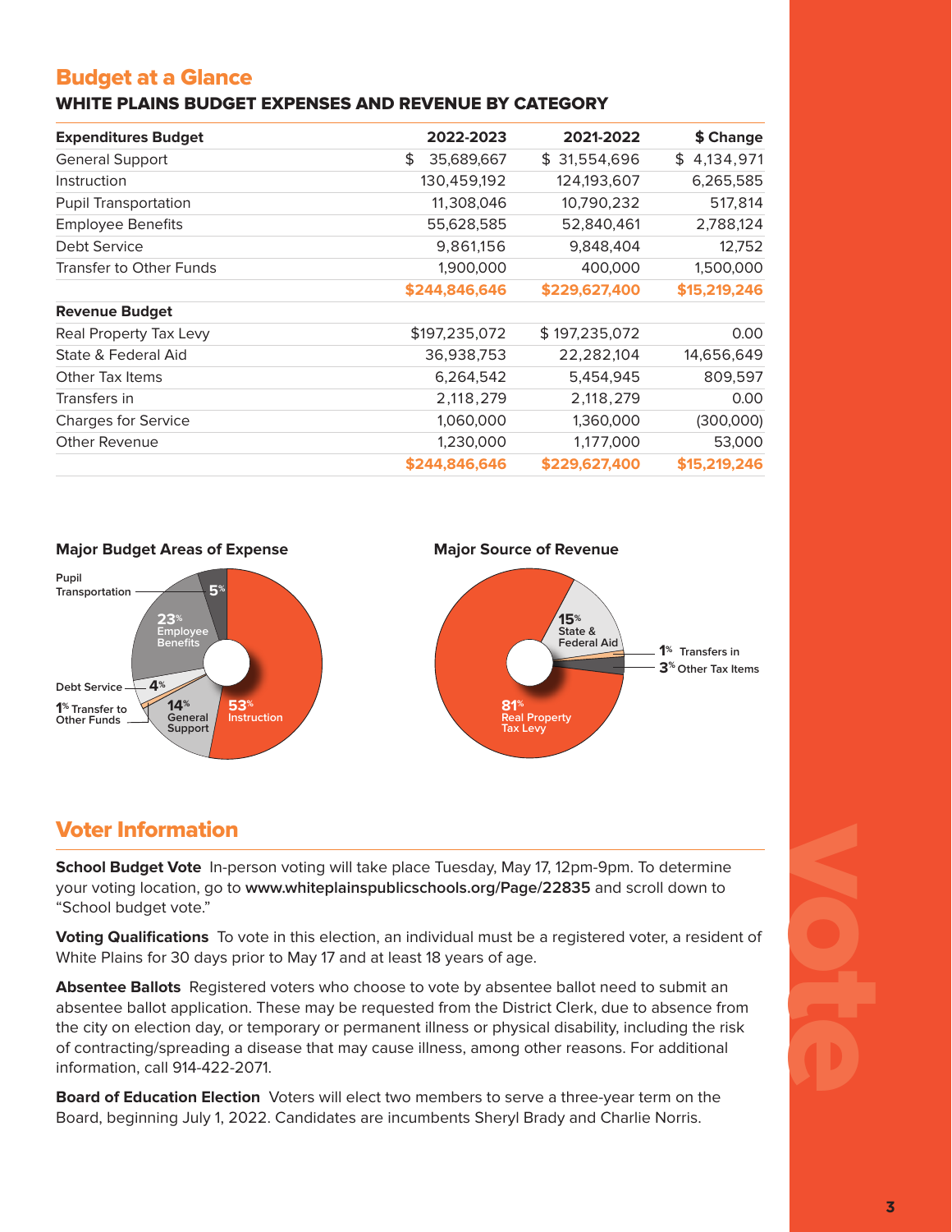## Budget at a Glance

### WHITE PLAINS BUDGET EXPENSES AND REVENUE BY CATEGORY

| Expenditures Budget | 2022-2023 | 2021-2022 | $ Change |
|---|---|---|---|
| General Support | $ 35,689,667 | $ 31,554,696 | $ 4,134,971 |
| Instruction | 130,459,192 | 124,193,607 | 6,265,585 |
| Pupil Transportation | 11,308,046 | 10,790,232 | 517,814 |
| Employee Benefits | 55,628,585 | 52,840,461 | 2,788,124 |
| Debt Service | 9,861,156 | 9,848,404 | 12,752 |
| Transfer to Other Funds | 1,900,000 | 400,000 | 1,500,000 |
| | $244,846,646 | $229,627,400 | $15,219,246 |
| **Revenue Budget** | | | |
| Real Property Tax Levy | $197,235,072 | $ 197,235,072 | 0.00 |
| State & Federal Aid | 36,938,753 | 22,282,104 | 14,656,649 |
| Other Tax Items | 6,264,542 | 5,454,945 | 809,597 |
| Transfers in | 2,118,279 | 2,118,279 | 0.00 |
| Charges for Service | 1,060,000 | 1,360,000 | (300,000) |
| Other Revenue | 1,230,000 | 1,177,000 | 53,000 |
| | $244,846,646 | $229,627,400 | $15,219,246 |

**Major Budget Areas of Expense**

- 53% Instruction
- 23% Employee Benefits
- 14% General Support
- 5% Pupil Transportation
- 4% Debt Service
- 1% Transfer to Other Funds

**Major Source of Revenue**

- 81% Real Property Tax Levy
- 15% State & Federal Aid
- 3% Other Tax Items
- 1% Transfers in

## Voter Information

**School Budget Vote** In-person voting will take place Tuesday, May 17, 12pm-9pm. To determine your voting location, go to **www.whiteplainspublicschools.org/Page/22835** and scroll down to "School budget vote."

**Voting Qualifications** To vote in this election, an individual must be a registered voter, a resident of White Plains for 30 days prior to May 17 and at least 18 years of age.

**Absentee Ballots** Registered voters who choose to vote by absentee ballot need to submit an absentee ballot application. These may be requested from the District Clerk, due to absence from the city on election day, or temporary or permanent illness or physical disability, including the risk of contracting/spreading a disease that may cause illness, among other reasons. For additional information, call 914-422-2071.

**Board of Education Election** Voters will elect two members to serve a three-year term on the Board, beginning July 1, 2022. Candidates are incumbents Sheryl Brady and Charlie Norris.

vote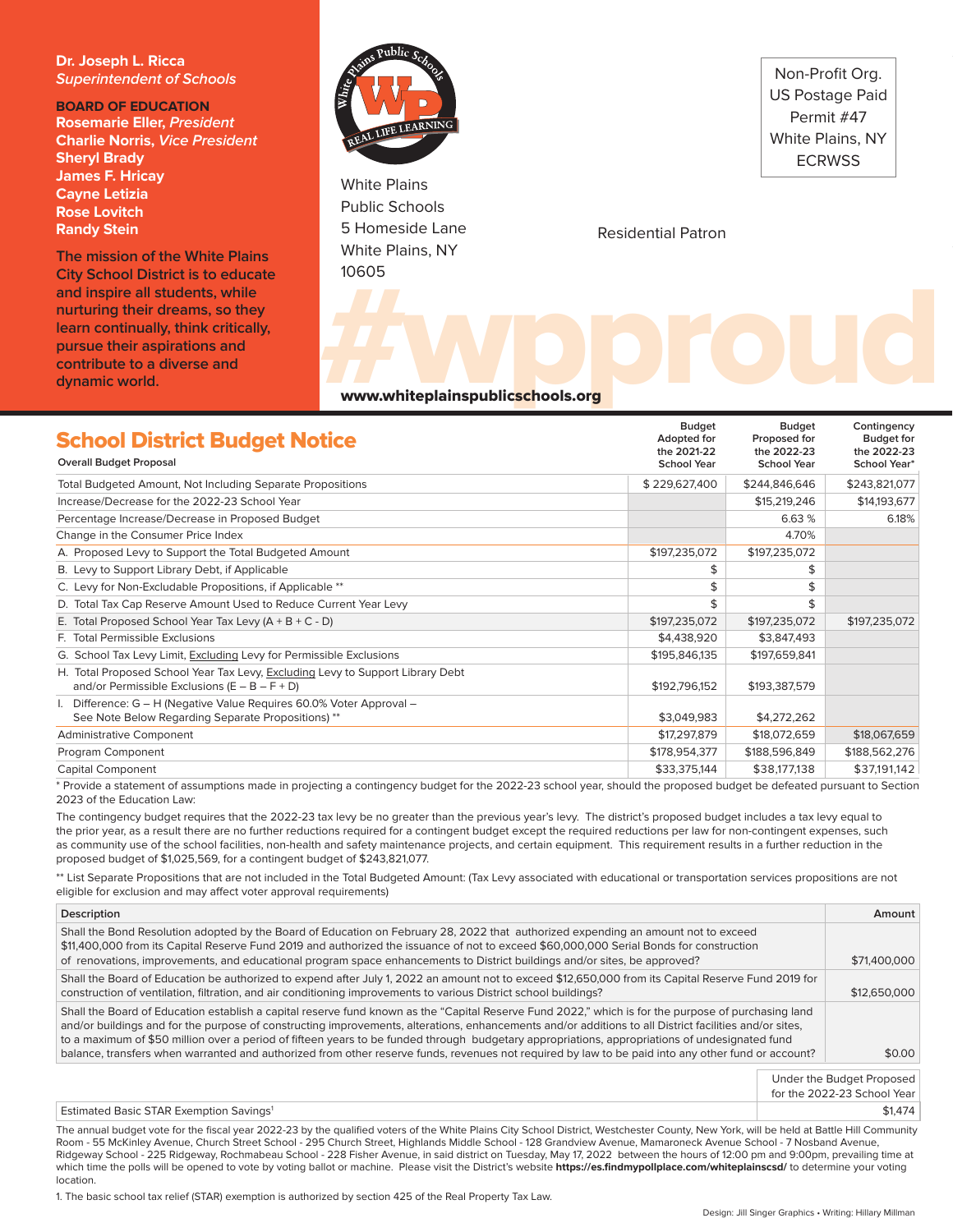**Dr. Joseph L. Ricca**
*Superintendent of Schools*

**BOARD OF EDUCATION**
**Rosemarie Eller,** *President*
**Charlie Norris,** *Vice President*
**Sheryl Brady**
**James F. Hricay**
**Cayne Letizia**
**Rose Lovitch**
**Randy Stein**

**The mission of the White Plains City School District is to educate and inspire all students, while nurturing their dreams, so they learn continually, think critically, pursue their aspirations and contribute to a diverse and dynamic world.**

White Plains
Public Schools
5 Homeside Lane
White Plains, NY
10605

Non-Profit Org.
US Postage Paid
Permit #47
White Plains, NY
ECRWSS

Residential Patron

#wpproud

**www.whiteplainspublicschools.org**

## School District Budget Notice

| Overall Budget Proposal | Budget Adopted for the 2021-22 School Year | Budget Proposed for the 2022-23 School Year | Contingency Budget for the 2022-23 School Year* |
|---|---|---|---|
| Total Budgeted Amount, Not Including Separate Propositions | $ 229,627,400 | $244,846,646 | $243,821,077 |
| Increase/Decrease for the 2022-23 School Year | | $15,219,246 | $14,193,677 |
| Percentage Increase/Decrease in Proposed Budget | | 6.63 % | 6.18% |
| Change in the Consumer Price Index | | 4.70% | |
| A. Proposed Levy to Support the Total Budgeted Amount | $197,235,072 | $197,235,072 | |
| B. Levy to Support Library Debt, if Applicable | $ | $ | |
| C. Levy for Non-Excludable Propositions, if Applicable ** | $ | $ | |
| D. Total Tax Cap Reserve Amount Used to Reduce Current Year Levy | $ | $ | |
| E. Total Proposed School Year Tax Levy (A + B + C - D) | $197,235,072 | $197,235,072 | $197,235,072 |
| F. Total Permissible Exclusions | $4,438,920 | $3,847,493 | |
| G. School Tax Levy Limit, Excluding Levy for Permissible Exclusions | $195,846,135 | $197,659,841 | |
| H. Total Proposed School Year Tax Levy, Excluding Levy to Support Library Debt and/or Permissible Exclusions (E – B – F + D) | $192,796,152 | $193,387,579 | |
| I. Difference: G – H (Negative Value Requires 60.0% Voter Approval – See Note Below Regarding Separate Propositions) ** | $3,049,983 | $4,272,262 | |
| Administrative Component | $17,297,879 | $18,072,659 | $18,067,659 |
| Program Component | $178,954,377 | $188,596,849 | $188,562,276 |
| Capital Component | $33,375,144 | $38,177,138 | $37,191,142 |

\* Provide a statement of assumptions made in projecting a contingency budget for the 2022-23 school year, should the proposed budget be defeated pursuant to Section 2023 of the Education Law:

The contingency budget requires that the 2022-23 tax levy be no greater than the previous year's levy. The district's proposed budget includes a tax levy equal to the prior year, as a result there are no further reductions required for a contingent budget except the required reductions per law for non-contingent expenses, such as community use of the school facilities, non-health and safety maintenance projects, and certain equipment. This requirement results in a further reduction in the proposed budget of $1,025,569, for a contingent budget of $243,821,077.

\*\* List Separate Propositions that are not included in the Total Budgeted Amount: (Tax Levy associated with educational or transportation services propositions are not eligible for exclusion and may affect voter approval requirements)

| Description | Amount |
|---|---|
| Shall the Bond Resolution adopted by the Board of Education on February 28, 2022 that authorized expending an amount not to exceed $11,400,000 from its Capital Reserve Fund 2019 and authorized the issuance of not to exceed $60,000,000 Serial Bonds for construction of renovations, improvements, and educational program space enhancements to District buildings and/or sites, be approved? | $71,400,000 |
| Shall the Board of Education be authorized to expend after July 1, 2022 an amount not to exceed $12,650,000 from its Capital Reserve Fund 2019 for construction of ventilation, filtration, and air conditioning improvements to various District school buildings? | $12,650,000 |
| Shall the Board of Education establish a capital reserve fund known as the "Capital Reserve Fund 2022," which is for the purpose of purchasing land and/or buildings and for the purpose of constructing improvements, alterations, enhancements and/or additions to all District facilities and/or sites, to a maximum of $50 million over a period of fifteen years to be funded through budgetary appropriations, appropriations of undesignated fund balance, transfers when warranted and authorized from other reserve funds, revenues not required by law to be paid into any other fund or account? | $0.00 |

| | Under the Budget Proposed for the 2022-23 School Year |
|---|---|
| Estimated Basic STAR Exemption Savings[1] | $1,474 |

The annual budget vote for the fiscal year 2022-23 by the qualified voters of the White Plains City School District, Westchester County, New York, will be held at Battle Hill Community Room - 55 McKinley Avenue, Church Street School - 295 Church Street, Highlands Middle School - 128 Grandview Avenue, Mamaroneck Avenue School - 7 Nosband Avenue, Ridgeway School - 225 Ridgeway, Rochmabeau School - 228 Fisher Avenue, in said district on Tuesday, May 17, 2022 between the hours of 12:00 pm and 9:00pm, prevailing time at which time the polls will be opened to vote by voting ballot or machine. Please visit the District's website **https://es.findmypollplace.com/whiteplainscsd/** to determine your voting location.

1. The basic school tax relief (STAR) exemption is authorized by section 425 of the Real Property Tax Law.

Design: Jill Singer Graphics • Writing: Hillary Millman